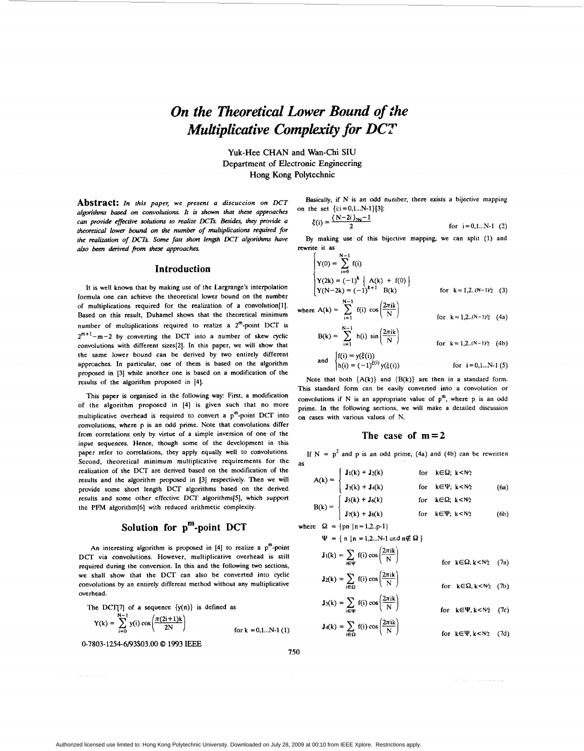# *On the Theoretical Lower Bound of the Multiplicative Complexity for DCT*

Yuk-Hee CHAN and Wan-Chi SIU
Department of Electronic Engineering
Hong Kong Polytechnic

**Abstract:** *In this paper, we present a discuccion on DCT algorithms based on convolutions. It is shown that these approaches can provide effective solutions to realize DCTs. Besides, they provide a theoretical lower bound on the number of multiplications required for the realization of DCTs. Some fast short length DCT algorithms have also been derived from these approaches.*

## Introduction

It is well known that by making use of the Largrange's interpolation formula one can achieve the theoretical lower bound on the number of multiplications required for the realization of a convolution[1]. Based on this result, Duhamel shows that the theoretical minimum number of multiplications required to realize a $2^m$-point DCT is $2^{m+1}-m-2$ by converting the DCT into a number of skew cyclic convolutions with different sizes[2]. In this paper, we will show that the same lower bound can be derived by two entirely different approaches. In particular, one of them is based on the algorithm proposed in [3] while another one is based on a modification of the results of the algorithm proposed in [4].

This paper is organised in the following way: First, a modification of the algorithm proposed in [4] is given such that no more multiplicative overhead is required to convert a $p^m$-point DCT into convolutions, where p is an odd prime. Note that convolutions differ from correlations only by virtue of a simple inversion of one of the input sequences. Hence, though some of the development in this paper refer to correlations, they apply equally well to convolutions. Second, theoretical minimum multiplicative requirements for the realization of the DCT are derived based on the modification of the results and the algorithm proposed in [3] respectively. Then we will provide some short length DCT algorithms based on the derived results and some other effective DCT algorithms[5], which support the PFM algorithm[6] with reduced arithmetic complexity.

## Solution for $p^m$-point DCT

An interesting algorithm is proposed in [4] to realize a $p^m$-point DCT via convolutions. However, multiplicative overhead is still required during the conversion. In this and the following two sections, we shall show that the DCT can also be converted into cyclic convolutions by an entirely different method without any multiplicative overhead.

The DCT[7] of a sequence $\{y(n)\}$ is defined as

$$Y(k) = \sum_{i=0}^{N-1} y(i) \cos\left(\frac{\pi(2i+1)k}{2N}\right) \qquad \text{for } k = 0,1...N-1 \quad (1)$$

Basically, if N is an odd number, there exists a bijective mapping on the set $\{i:i=0,1...N-1\}$[3]:

$$\xi(i) = \frac{\langle N-2i \rangle_{2N} - 1}{2} \qquad \text{for } i=0,1...N-1 \quad (2)$$

By making use of this bijective mapping, we can split (1) and rewrite it as

$$\begin{cases} Y(0) = \sum_{i=0}^{N-1} f(i) \\ Y(2k) = (-1)^k \left\{ A(k) + f(0) \right\} \\ Y(N-2k) = (-1)^{k+1} \; B(k) \end{cases} \qquad \text{for } k=1,2..(N-1)/2 \quad (3)$$

$$\text{where } A(k) = \sum_{i=1}^{N-1} f(i) \cos\left(\frac{2\pi ik}{N}\right) \qquad \text{for } k=1,2..(N-1)/2 \quad (4a)$$

$$B(k) = \sum_{i=1}^{N-1} h(i) \sin\left(\frac{2\pi ik}{N}\right) \qquad \text{for } k=1,2..(N-1)/2 \quad (4b)$$

$$\text{and } \begin{cases} f(i) = y(\xi(i)) \\ h(i) = (-1)^{\xi(i)} y(\xi(i)) \end{cases} \qquad \text{for } i=0,1...N-1 \quad (5)$$

Note that both $\{A(k)\}$ and $\{B(k)\}$ are then in a standard form. This standard form can be easily converted into a convolution or convolutions if N is an appropriate value of $p^m$, where p is an odd prime. In the following sections, we will make a detailed discussion on cases with various values of N.

## The case of $m=2$

If $N = p^2$ and p is an odd prime, (4a) and (4b) can be rewritten as

$$A(k) = \begin{cases} J_1(k) + J_2(k) & \text{for } k\in\Omega;\ k<N/2 \\ J_3(k) + J_4(k) & \text{for } k\in\Psi;\ k<N/2 \end{cases} \quad (6a)$$

$$B(k) = \begin{cases} J_5(k) + J_6(k) & \text{for } k\in\Omega;\ k<N/2 \\ J_7(k) + J_8(k) & \text{for } k\in\Psi;\ k<N/2 \end{cases} \quad (6b)$$

where $\Omega = \{pn \mid n=1,2..p-1\}$

$\Psi = \{ n \mid n=1,2...N-1 \text{ and } n \notin \Omega \}$

$$J_1(k) = \sum_{i\in\Psi} f(i) \cos\left(\frac{2\pi ik}{N}\right) \qquad \text{for } k\in\Omega, k<N/2 \quad (7a)$$

$$J_2(k) = \sum_{i\in\Omega} f(i) \cos\left(\frac{2\pi ik}{N}\right) \qquad \text{for } k\in\Omega, k<N/2 \quad (7b)$$

$$J_3(k) = \sum_{i\in\Psi} f(i) \cos\left(\frac{2\pi ik}{N}\right) \qquad \text{for } k\in\Psi, k<N/2 \quad (7c)$$

$$J_4(k) = \sum_{i\in\Omega} f(i) \cos\left(\frac{2\pi ik}{N}\right) \qquad \text{for } k\in\Psi, k<N/2 \quad (7d)$$

0-7803-1254-6/93$03.00 © 1993 IEEE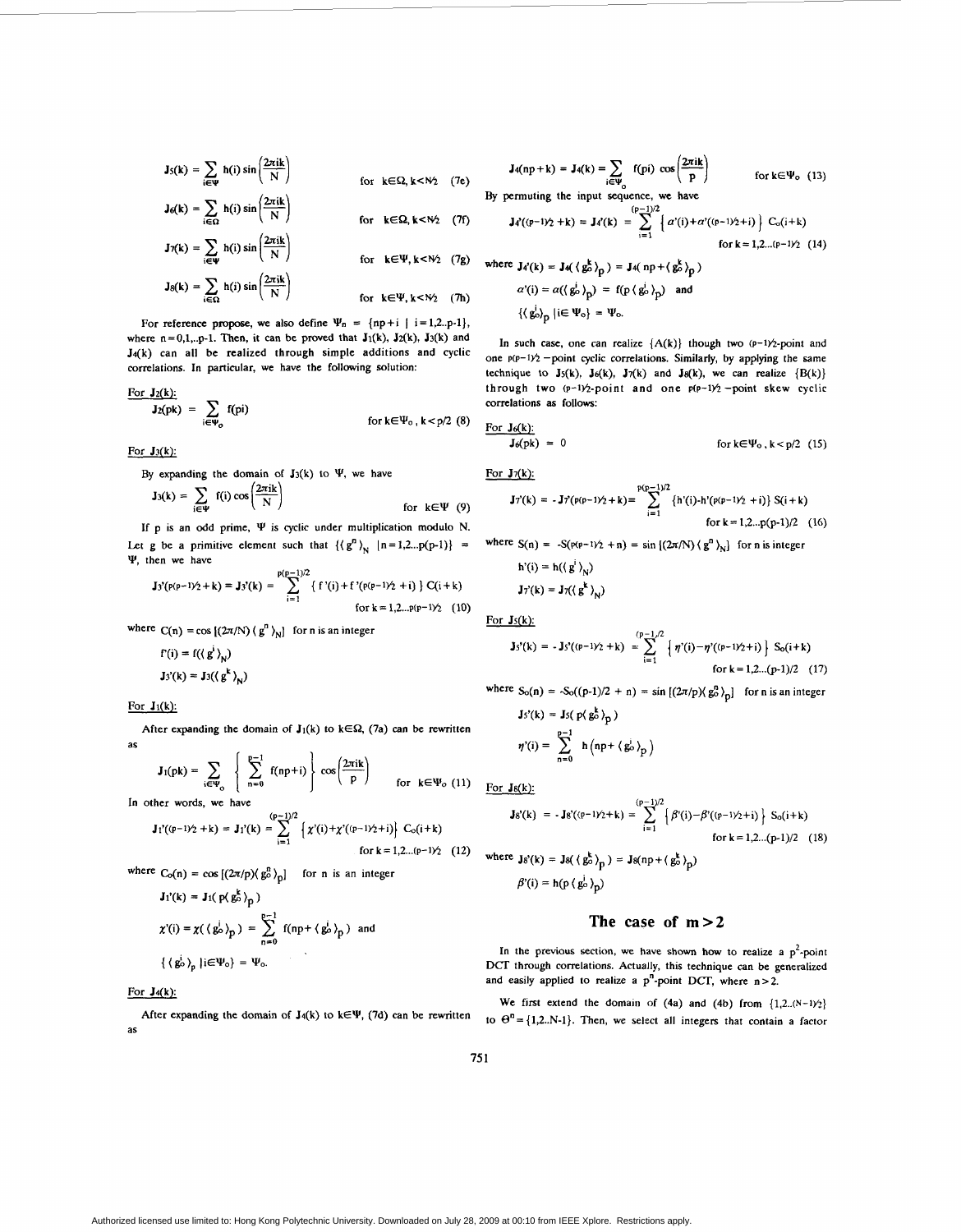$$J_5(k) = \sum_{i\in\Psi} h(i)\sin\left(\frac{2\pi ik}{N}\right) \qquad \text{for } k\in\Omega, k<N/2 \quad (7e)$$

$$J_6(k) = \sum_{i\in\Omega} h(i)\sin\left(\frac{2\pi ik}{N}\right) \qquad \text{for } k\in\Omega, k<N/2 \quad (7f)$$

$$J_7(k) = \sum_{i\in\Psi} h(i)\sin\left(\frac{2\pi ik}{N}\right) \qquad \text{for } k\in\Psi, k<N/2 \quad (7g)$$

$$J_8(k) = \sum_{i\in\Omega} h(i)\sin\left(\frac{2\pi ik}{N}\right) \qquad \text{for } k\in\Psi, k<N/2 \quad (7h)$$

For reference propose, we also define $\Psi_n = \{np+i \mid i=1,2..p-1\}$, where $n=0,1,..p-1$. Then, it can be proved that $J_1(k)$, $J_2(k)$, $J_3(k)$ and $J_4(k)$ can all be realized through simple additions and cyclic correlations. In particular, we have the following solution:

For $J_2(k)$:

$$J_2(pk) = \sum_{i\in\Psi_o} f(pi) \qquad \text{for } k\in\Psi_o, k<p/2 \quad (8)$$

For $J_3(k)$:

By expanding the domain of $J_3(k)$ to $\Psi$, we have

$$J_3(k) = \sum_{i\in\Psi} f(i)\cos\left(\frac{2\pi ik}{N}\right) \qquad \text{for } k\in\Psi \quad (9)$$

If p is an odd prime, $\Psi$ is cyclic under multiplication modulo N. Let g be a primitive element such that $\{\langle g^n\rangle_N \mid n=1,2...p(p-1)\} = \Psi$, then we have

$$J_3'(p(p-1)/2+k) = J_3'(k) = \sum_{i=1}^{p(p-1)/2} \{ f'(i) + f'(p(p-1)/2+i) \} C(i+k) \qquad \text{for } k=1,2...p(p-1)/2 \quad (10)$$

where $C(n) = \cos[(2\pi/N)\langle g^n\rangle_N]$ for n is an integer

$$f'(i) = f(\langle g^i\rangle_N)$$

$$J_3'(k) = J_3(\langle g^k\rangle_N)$$

For $J_1(k)$:

After expanding the domain of $J_1(k)$ to $k\in\Omega$, (7a) can be rewritten as

$$J_1(pk) = \sum_{i\in\Psi_o} \left\{ \sum_{n=0}^{p-1} f(np+i) \right\} \cos\left(\frac{2\pi ik}{p}\right) \qquad \text{for } k\in\Psi_o \quad (11)$$

In other words, we have

$$J_1'((p-1)/2+k) = J_1'(k) = \sum_{i=1}^{(p-1)/2} \{\chi'(i)+\chi'((p-1)/2+i)\} C_o(i+k) \qquad \text{for } k=1,2...(p-1)/2 \quad (12)$$

where $C_o(n) = \cos[(2\pi/p)\langle g_o^n\rangle_p]$ for n is an integer

$$J_1'(k) = J_1(p\langle g_o^k\rangle_p)$$

$$\chi'(i) = \chi(\langle g_o^i\rangle_p) = \sum_{n=0}^{p-1} f(np+\langle g_o^i\rangle_p) \text{ and}$$

$$\{\langle g_o^i\rangle_p \mid i\in\Psi_o\} = \Psi_o.$$

For $J_4(k)$:

After expanding the domain of $J_4(k)$ to $k\in\Psi$, (7d) can be rewritten as

$$J_4(np+k) = J_4(k) = \sum_{i\in\Psi_o} f(pi)\cos\left(\frac{2\pi ik}{p}\right) \qquad \text{for } k\in\Psi_o \quad (13)$$

By permuting the input sequence, we have

$$J_4'((p-1)/2+k) = J_4'(k) = \sum_{i=1}^{(p-1)/2} \{ \alpha'(i)+\alpha'((p-1)/2+i) \} C_o(i+k) \qquad \text{for } k=1,2...(p-1)/2 \quad (14)$$

where $J_4'(k) = J_4(\langle g_o^k\rangle_p) = J_4(np+\langle g_o^k\rangle_p)$

$$\alpha'(i) = \alpha(\langle g_o^i\rangle_p) = f(p\langle g_o^i\rangle_p) \text{ and}$$

$$\{\langle g_o^i\rangle_p \mid i\in\Psi_o\} = \Psi_o.$$

In such case, one can realize $\{A(k)\}$ though two $(p-1)/2$-point and one $p(p-1)/2$-point cyclic correlations. Similarly, by applying the same technique to $J_5(k)$, $J_6(k)$, $J_7(k)$ and $J_8(k)$, we can realize $\{B(k)\}$ through two $(p-1)/2$-point and one $p(p-1)/2$-point skew cyclic correlations as follows:

For $J_6(k)$:

$$J_6(pk) = 0 \qquad \text{for } k\in\Psi_o, k<p/2 \quad (15)$$

For $J_7(k)$:

$$J_7'(k) = -J_7'(p(p-1)/2+k) = \sum_{i=1}^{p(p-1)/2} \{h'(i)-h'(p(p-1)/2+i)\} S(i+k) \qquad \text{for } k=1,2...p(p-1)/2 \quad (16)$$

where $S(n) = -S(p(p-1)/2+n) = \sin[(2\pi/N)\langle g^n\rangle_N]$ for n is integer

$$h'(i) = h(\langle g^i\rangle_N)$$

$$J_7'(k) = J_7(\langle g^k\rangle_N)$$

For $J_5(k)$:

$$J_5'(k) = -J_5'((p-1)/2+k) = \sum_{i=1}^{(p-1)/2} \{ \eta'(i)-\eta'((p-1)/2+i) \} S_o(i+k) \qquad \text{for } k=1,2...(p-1)/2 \quad (17)$$

where $S_o(n) = -S_o((p-1)/2+n) = \sin[(2\pi/p)\langle g_o^n\rangle_p]$ for n is an integer

$$J_5'(k) = J_5(p\langle g_o^k\rangle_p)$$

$$\eta'(i) = \sum_{n=0}^{p-1} h(np+\langle g_o^i\rangle_p)$$

For $J_8(k)$:

$$J_8'(k) = -J_8'((p-1)/2+k) = \sum_{i=1}^{(p-1)/2} \{ \beta'(i)-\beta'((p-1)/2+i) \} S_o(i+k) \qquad \text{for } k=1,2...(p-1)/2 \quad (18)$$

where $J_8'(k) = J_8(\langle g_o^k\rangle_p) = J_8(np+\langle g_o^k\rangle_p)$

$$\beta'(i) = h(p\langle g_o^i\rangle_p)$$

## The case of m > 2

In the previous section, we have shown how to realize a $p^2$-point DCT through correlations. Actually, this technique can be generalized and easily applied to realize a $p^n$-point DCT, where $n>2$.

We first extend the domain of (4a) and (4b) from $\{1,2..(N-1)/2\}$ to $\Theta^n = \{1,2..N-1\}$. Then, we select all integers that contain a factor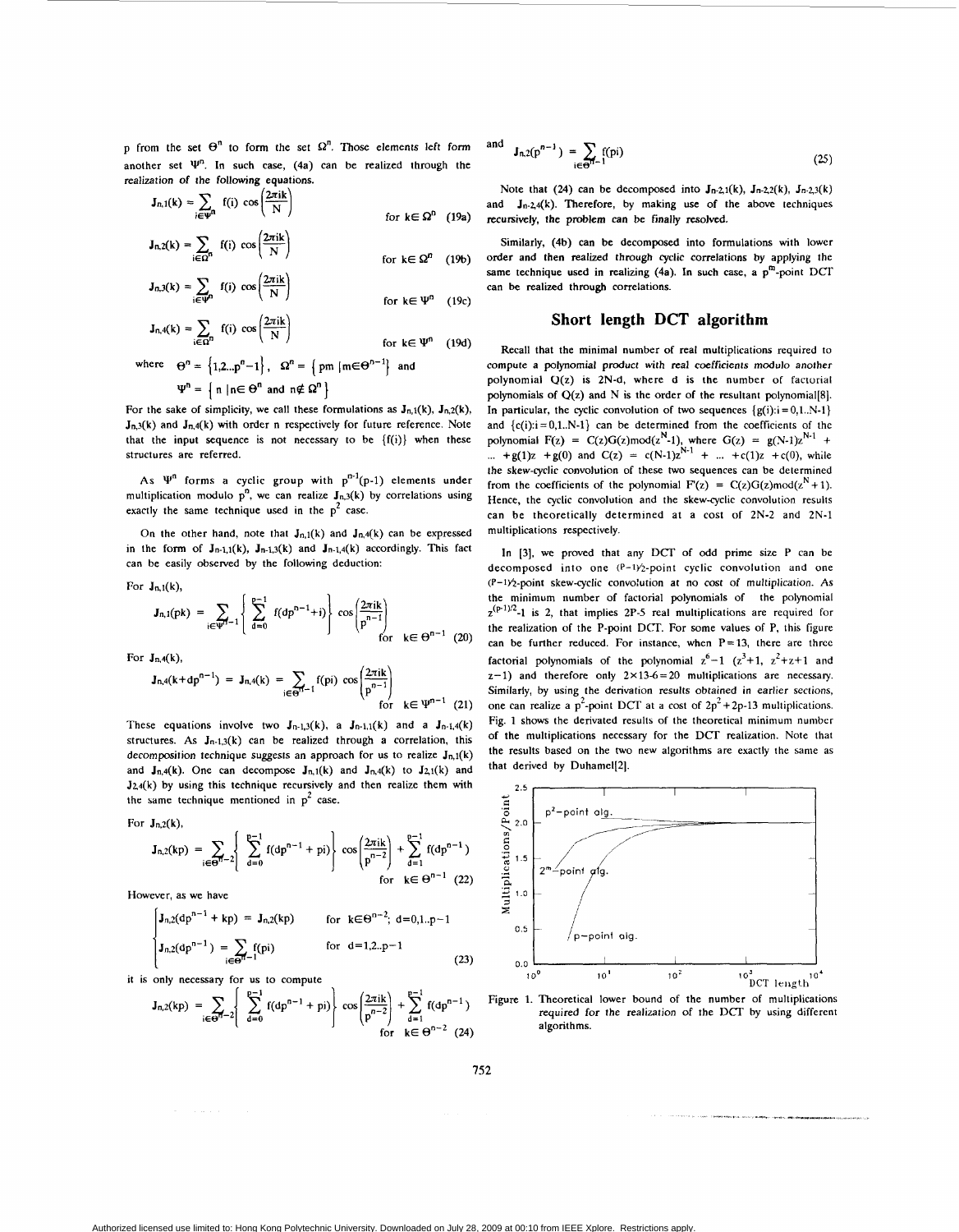p from the set $\Theta^n$ to form the set $\Omega^n$. Those elements left form another set $\Psi^n$. In such case, (4a) can be realized through the realization of the following equations.

$$J_{n,1}(k) = \sum_{i\in\Psi^n} f(i) \cos\left(\frac{2\pi ik}{N}\right) \quad \text{for } k\in\Omega^n \quad (19a)$$

$$J_{n,2}(k) = \sum_{i\in\Omega^n} f(i) \cos\left(\frac{2\pi ik}{N}\right) \quad \text{for } k\in\Omega^n \quad (19b)$$

$$J_{n,3}(k) = \sum_{i\in\Psi^n} f(i) \cos\left(\frac{2\pi ik}{N}\right) \quad \text{for } k\in\Psi^n \quad (19c)$$

$$J_{n,4}(k) = \sum_{i\in\Omega^n} f(i) \cos\left(\frac{2\pi ik}{N}\right) \quad \text{for } k\in\Psi^n \quad (19d)$$

where $\Theta^n = \{1,2..p^n-1\}$, $\Omega^n = \{pm \mid m\in\Theta^{n-1}\}$ and

$$\Psi^n = \{ n \mid n\in\Theta^n \text{ and } n\notin\Omega^n \}$$

For the sake of simplicity, we call these formulations as $J_{n,1}(k)$, $J_{n,2}(k)$, $J_{n,3}(k)$ and $J_{n,4}(k)$ with order n respectively for future reference. Note that the input sequence is not necessary to be $\{f(i)\}$ when these structures are referred.

As $\Psi^n$ forms a cyclic group with $p^{n-1}(p-1)$ elements under multiplication modulo $p^n$, we can realize $J_{n,3}(k)$ by correlations using exactly the same technique used in the $p^2$ case.

On the other hand, note that $J_{n,1}(k)$ and $J_{n,4}(k)$ can be expressed in the form of $J_{n-1,1}(k)$, $J_{n-1,3}(k)$ and $J_{n-1,4}(k)$ accordingly. This fact can be easily observed by the following deduction:

For $J_{n,1}(k)$,

$$J_{n,1}(pk) = \sum_{i\in\Psi^{n-1}} \left\{ \sum_{d=0}^{p-1} f(dp^{n-1}+i) \right\} \cos\left(\frac{2\pi ik}{p^{n-1}}\right) \quad \text{for } k\in\Theta^{n-1} \quad (20)$$

For $J_{n,4}(k)$,

$$J_{n,4}(k+dp^{n-1}) = J_{n,4}(k) = \sum_{i\in\Theta^{n-1}} f(pi) \cos\left(\frac{2\pi ik}{p^{n-1}}\right) \quad \text{for } k\in\Psi^{n-1} \quad (21)$$

These equations involve two $J_{n-1,3}(k)$, a $J_{n-1,1}(k)$ and a $J_{n-1,4}(k)$ structures. As $J_{n-1,3}(k)$ can be realized through a correlation, this decomposition technique suggests an approach for us to realize $J_{n,1}(k)$ and $J_{n,4}(k)$. One can decompose $J_{n,1}(k)$ and $J_{n,4}(k)$ to $J_{2,1}(k)$ and $J_{2,4}(k)$ by using this technique recursively and then realize them with the same technique mentioned in $p^2$ case.

For $J_{n,2}(k)$,

$$J_{n,2}(kp) = \sum_{i\in\Theta^{n-2}} \left\{ \sum_{d=0}^{p-1} f(dp^{n-1}+pi) \right\} \cos\left(\frac{2\pi ik}{p^{n-2}}\right) + \sum_{d=1}^{p-1} f(dp^{n-1}) \quad \text{for } k\in\Theta^{n-1} \quad (22)$$

However, as we have

$$\begin{cases} J_{n,2}(dp^{n-1}+kp) = J_{n,2}(kp) & \text{for } k\in\Theta^{n-2};\ d=0,1..p-1 \\ J_{n,2}(dp^{n-1}) = \sum_{i\in\Theta^{n-1}} f(pi) & \text{for } d=1,2..p-1 \end{cases} \quad (23)$$

it is only necessary for us to compute

$$J_{n,2}(kp) = \sum_{i\in\Theta^{n-2}} \left\{ \sum_{d=0}^{p-1} f(dp^{n-1}+pi) \right\} \cos\left(\frac{2\pi ik}{p^{n-2}}\right) + \sum_{d=1}^{p-1} f(dp^{n-1}) \quad \text{for } k\in\Theta^{n-2} \quad (24)$$

and

$$J_{n,2}(p^{n-1}) = \sum_{i\in\Theta^{n-1}} f(pi) \quad (25)$$

Note that (24) can be decomposed into $J_{n-2,1}(k)$, $J_{n-2,2}(k)$, $J_{n-2,3}(k)$ and $J_{n-2,4}(k)$. Therefore, by making use of the above techniques recursively, the problem can be finally resolved.

Similarly, (4b) can be decomposed into formulations with lower order and then realized through cyclic correlations by applying the same technique used in realizing (4a). In such case, a $p^m$-point DCT can be realized through correlations.

## Short length DCT algorithm

Recall that the minimal number of real multiplications required to compute a polynomial product with real coefficients modulo another polynomial $Q(z)$ is 2N-d, where d is the number of factorial polynomials of $Q(z)$ and N is the order of the resultant polynomial[8]. In particular, the cyclic convolution of two sequences $\{g(i):i=0,1..N-1\}$ and $\{c(i):i=0,1..N-1\}$ can be determined from the coefficients of the polynomial $F(z) = C(z)G(z)\bmod(z^N-1)$, where $G(z) = g(N-1)z^{N-1} + \ldots + g(1)z + g(0)$ and $C(z) = c(N-1)z^{N-1} + \ldots + c(1)z + c(0)$, while the skew-cyclic convolution of these two sequences can be determined from the coefficients of the polynomial $F'(z) = C(z)G(z)\bmod(z^N+1)$. Hence, the cyclic convolution and the skew-cyclic convolution results can be theoretically determined at a cost of 2N-2 and 2N-1 multiplications respectively.

In [3], we proved that any DCT of odd prime size P can be decomposed into one $(P-1)/2$-point cyclic convolution and one $(P-1)/2$-point skew-cyclic convolution at no cost of multiplication. As the minimum number of factorial polynomials of the polynomial $z^{(P-1)/2}-1$ is 2, that implies 2P-5 real multiplications are required for the realization of the P-point DCT. For some values of P, this figure can be further reduced. For instance, when P=13, there are three factorial polynomials of the polynomial $z^6-1$ ($z^3+1$, $z^2+z+1$ and $z-1$) and therefore only $2\times13-6=20$ multiplications are necessary. Similarly, by using the derivation results obtained in earlier sections, one can realize a $p^2$-point DCT at a cost of $2p^2+2p-13$ multiplications. Fig. 1 shows the derivated results of the theoretical minimum number of the multiplications necessary for the DCT realization. Note that the results based on the two new algorithms are exactly the same as that derived by Duhamel[2].

Figure 1. Theoretical lower bound of the number of multiplications required for the realization of the DCT by using different algorithms.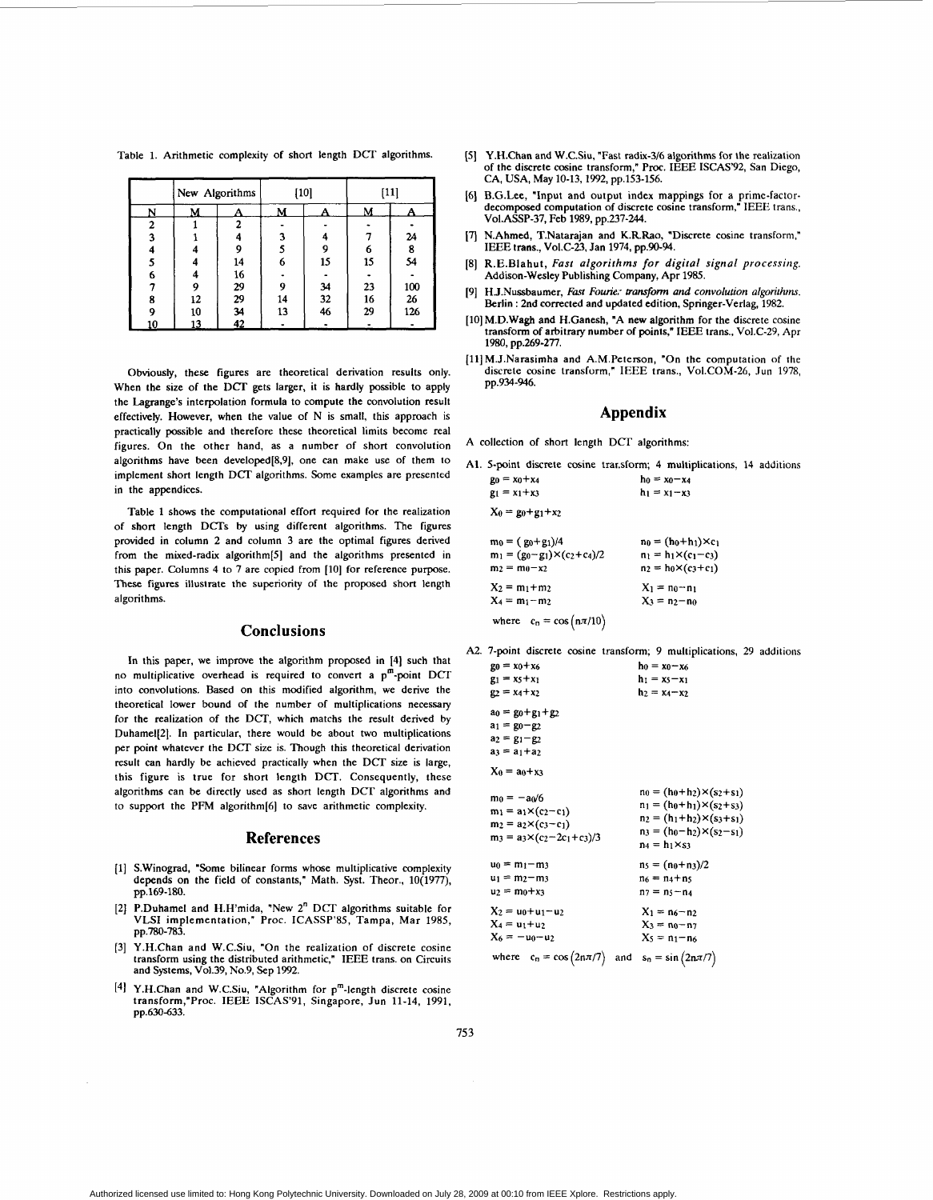Table 1. Arithmetic complexity of short length DCT algorithms.

| | New Algorithms | | [10] | | [11] | |
|---|---|---|---|---|---|---|
| N | M | A | M | A | M | A |
| 2 | 1 | 2 | - | - | - | - |
| 3 | 1 | 4 | 3 | 4 | 7 | 24 |
| 4 | 4 | 9 | 5 | 9 | 6 | 8 |
| 5 | 4 | 14 | 6 | 15 | 15 | 54 |
| 6 | 4 | 16 | - | - | - | - |
| 7 | 9 | 29 | 9 | 34 | 23 | 100 |
| 8 | 12 | 29 | 14 | 32 | 16 | 26 |
| 9 | 10 | 34 | 13 | 46 | 29 | 126 |
| 10 | 13 | 42 | - | - | - | - |

Obviously, these figures are theoretical derivation results only. When the size of the DCT gets larger, it is hardly possible to apply the Lagrange's interpolation formula to compute the convolution result effectively. However, when the value of N is small, this approach is practically possible and therefore these theoretical limits become real figures. On the other hand, as a number of short convolution algorithms have been developed[8,9], one can make use of them to implement short length DCT algorithms. Some examples are presented in the appendices.

Table 1 shows the computational effort required for the realization of short length DCTs by using different algorithms. The figures provided in column 2 and column 3 are the optimal figures derived from the mixed-radix algorithm[5] and the algorithms presented in this paper. Columns 4 to 7 are copied from [10] for reference purpose. These figures illustrate the superiority of the proposed short length algorithms.

## Conclusions

In this paper, we improve the algorithm proposed in [4] such that no multiplicative overhead is required to convert a $p^m$-point DCT into convolutions. Based on this modified algorithm, we derive the theoretical lower bound of the number of multiplications necessary for the realization of the DCT, which matchs the result derived by Duhamel[2]. In particular, there would be about two multiplications per point whatever the DCT size is. Though this theoretical derivation result can hardly be achieved practically when the DCT size is large, this figure is true for short length DCT. Consequently, these algorithms can be directly used as short length DCT algorithms and to support the PFM algorithm[6] to save arithmetic complexity.

## References

[1] S.Winograd, "Some bilinear forms whose multiplicative complexity depends on the field of constants," Math. Syst. Theor., 10(1977), pp.169-180.

[2] P.Duhamel and H.H'mida, "New $2^n$ DCT algorithms suitable for VLSI implementation," Proc. ICASSP'85, Tampa, Mar 1985, pp.780-783.

[3] Y.H.Chan and W.C.Siu, "On the realization of discrete cosine transform using the distributed arithmetic," IEEE trans. on Circuits and Systems, Vol.39, No.9, Sep 1992.

[4] Y.H.Chan and W.C.Siu, "Algorithm for $p^m$-length discrete cosine transform," Proc. IEEE ISCAS'91, Singapore, Jun 11-14, 1991, pp.630-633.

[5] Y.H.Chan and W.C.Siu, "Fast radix-3/6 algorithms for the realization of the discrete cosine transform," Proc. IEEE ISCAS'92, San Diego, CA, USA, May 10-13, 1992, pp.153-156.

[6] B.G.Lee, "Input and output index mappings for a prime-factor-decomposed computation of discrete cosine transform," IEEE trans., Vol.ASSP-37, Feb 1989, pp.237-244.

[7] N.Ahmed, T.Natarajan and K.R.Rao, "Discrete cosine transform," IEEE trans., Vol.C-23, Jan 1974, pp.90-94.

[8] R.E.Blahut, *Fast algorithms for digital signal processing.* Addison-Wesley Publishing Company, Apr 1985.

[9] H.J.Nussbaumer, *Fast Fourie: transform and convolution algorithms.* Berlin : 2nd corrected and updated edition, Springer-Verlag, 1982.

[10] M.D.Wagh and H.Ganesh, "A new algorithm for the discrete cosine transform of arbitrary number of points," IEEE trans., Vol.C-29, Apr 1980, pp.269-277.

[11] M.J.Narasimha and A.M.Peterson, "On the computation of the discrete cosine transform," IEEE trans., Vol.COM-26, Jun 1978, pp.934-946.

## Appendix

A collection of short length DCT algorithms:

A1. 5-point discrete cosine trar.sform; 4 multiplications, 14 additions

$g_0 = x_0+x_4$ $\qquad h_0 = x_0-x_4$

$g_1 = x_1+x_3$ $\qquad h_1 = x_1-x_3$

$X_0 = g_0+g_1+x_2$

$m_0 = (g_0+g_1)/4$ $\qquad n_0 = (h_0+h_1)\times c_1$

$m_1 = (g_0-g_1)\times(c_2+c_4)/2$ $\qquad n_1 = h_1\times(c_1-c_3)$

$m_2 = m_0-x_2$ $\qquad n_2 = h_0\times(c_3+c_1)$

$X_2 = m_1+m_2$ $\qquad X_1 = n_0-n_1$

$X_4 = m_1-m_2$ $\qquad X_3 = n_2-n_0$

where $c_n = \cos(n\pi/10)$

A2. 7-point discrete cosine transform; 9 multiplications, 29 additions

$g_0 = x_0+x_6$ $\qquad h_0 = x_0-x_6$

$g_1 = x_5+x_1$ $\qquad h_1 = x_5-x_1$

$g_2 = x_4+x_2$ $\qquad h_2 = x_4-x_2$

$a_0 = g_0+g_1+g_2$

$a_1 = g_0-g_2$

$a_2 = g_1-g_2$

$a_3 = a_1+a_2$

$X_0 = a_0+x_3$

$m_0 = -a_0/6$ $\qquad n_0 = (h_0+h_2)\times(s_2+s_1)$

$m_1 = a_1\times(c_2-c_1)$ $\qquad n_1 = (h_0+h_1)\times(s_2+s_3)$

$m_2 = a_2\times(c_3-c_1)$ $\qquad n_2 = (h_1+h_2)\times(s_3+s_1)$

$m_3 = a_3\times(c_2-2c_1+c_3)/3$ $\qquad n_3 = (h_0-h_2)\times(s_2-s_1)$

$n_4 = h_1\times s_3$

$u_0 = m_1-m_3$ $\qquad n_5 = (n_0+n_3)/2$

$u_1 = m_2-m_3$ $\qquad n_6 = n_4+n_5$

$u_2 = m_0+x_3$ $\qquad n_7 = n_5-n_4$

$X_2 = u_0+u_1-u_2$ $\qquad X_1 = n_6-n_2$

$X_4 = u_1+u_2$ $\qquad X_3 = n_0-n_7$

$X_6 = -u_0-u_2$ $\qquad X_5 = n_1-n_6$

where $c_n = \cos(2n\pi/7)$ and $s_n = \sin(2n\pi/7)$